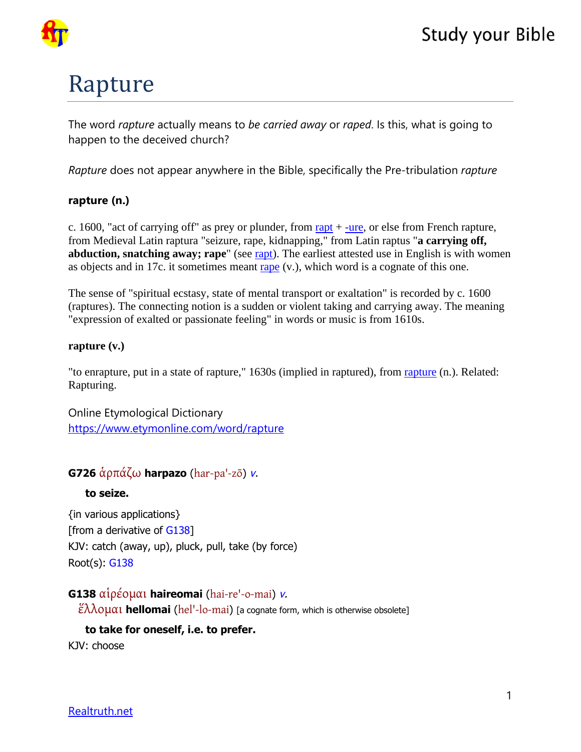# Rapture

The word *rapture* actually means to *be carried away* or *raped*. Is this, what is going to happen to the deceived church?

*Rapture* does not appear anywhere in the Bible, specifically the Pre-tribulation *rapture*

**rapture (n.)**

c. 1600, "act of carrying off" as prey or plunder, from rapt + -ure, or else from French rapture, from Medieval Latin raptura "seizure, rape, kidnapping," from Latin raptus "**a carrying off, abduction, snatching away; rape**" (see rapt). The earliest attested use in English is with women as objects and in 17c. it sometimes meant rape (v.), which word is a cognate of this one.

The sense of "spiritual ecstasy, state of mental transport or exaltation" is recorded by c. 1600 (raptures). The connecting notion is a sudden or violent taking and carrying away. The meaning "expression of exalted or passionate feeling" in words or music is from 1610s.

**rapture (v.)**

"to enrapture, put in a state of rapture," 1630s (implied in raptured), from rapture (n.). Related: Rapturing.

Online Etymological Dictionary
https://www.etymonline.com/word/rapture

**G726** ἁρπάζω **harpazo** (har-pa'-zō) *v.*

**to seize.**

{in various applications}
[from a derivative of G138]
KJV: catch (away, up), pluck, pull, take (by force)
Root(s): G138

**G138** αἱρέομαι **haireomai** (hai-re'-o-mai) *v.*
ἕλλομαι **hellomai** (hel'-lo-mai) [a cognate form, which is otherwise obsolete]

**to take for oneself, i.e. to prefer.**
KJV: choose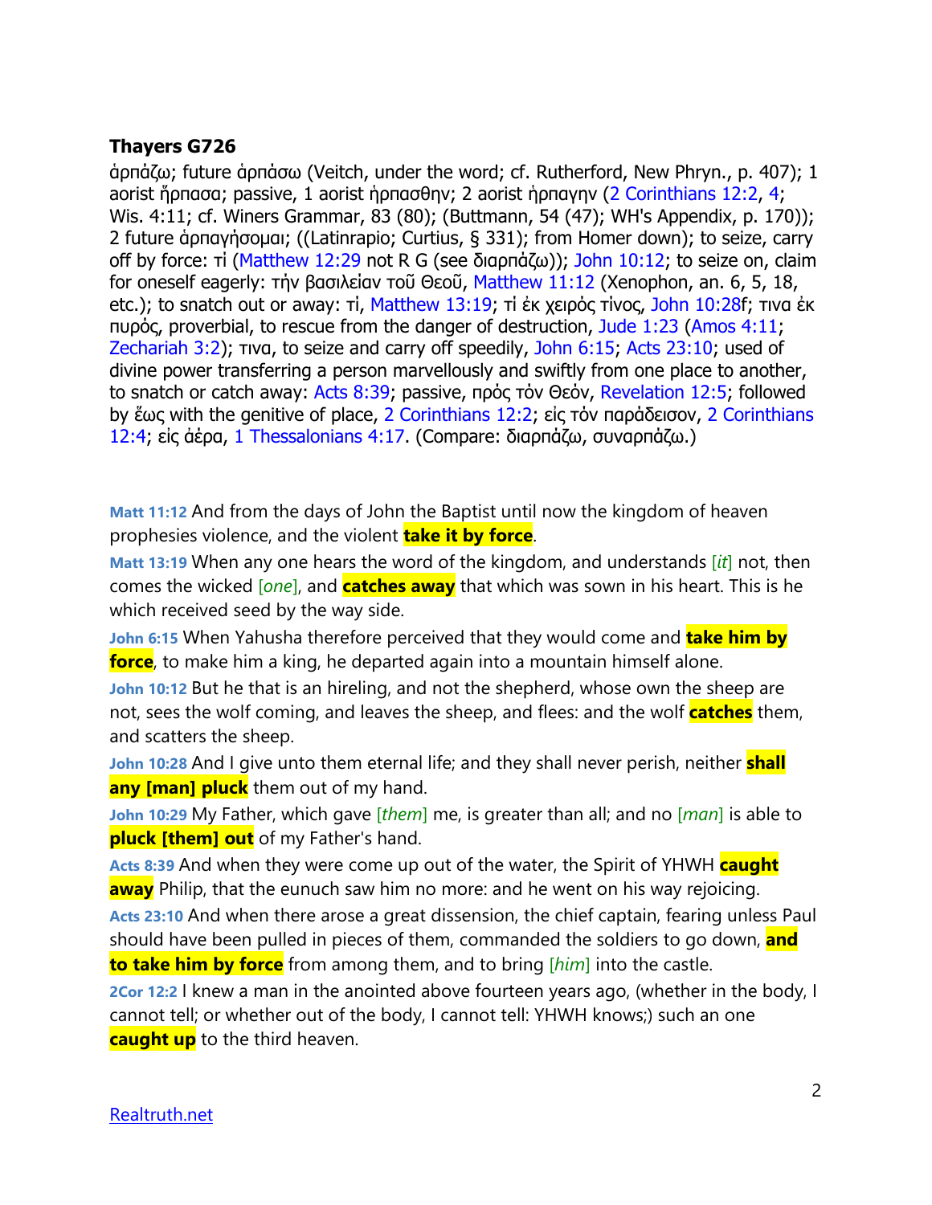### Thayers G726

ἁρπάζω; future ἁρπάσω (Veitch, under the word; cf. Rutherford, New Phryn., p. 407); 1 aorist ἥρπασα; passive, 1 aorist ἡρπάσθην; 2 aorist ἡρπάγην (2 Corinthians 12:2, 4; Wis. 4:11; cf. Winers Grammar, 83 (80); (Buttmann, 54 (47); WH's Appendix, p. 170)); 2 future ἁρπαγήσομαι; ((Latinrapio; Curtius, § 331); from Homer down); to seize, carry off by force: τί (Matthew 12:29 not R G (see διαρπάζω)); John 10:12; to seize on, claim for oneself eagerly: τὴν βασιλείαν τοῦ Θεοῦ, Matthew 11:12 (Xenophon, an. 6, 5, 18, etc.); to snatch out or away: τί, Matthew 13:19; τί ἐκ χειρός τίνος, John 10:28f; τινα ἐκ πυρός, proverbial, to rescue from the danger of destruction, Jude 1:23 (Amos 4:11; Zechariah 3:2); τινα, to seize and carry off speedily, John 6:15; Acts 23:10; used of divine power transferring a person marvellously and swiftly from one place to another, to snatch or catch away: Acts 8:39; passive, πρὸς τὸν Θεόν, Revelation 12:5; followed by ἕως with the genitive of place, 2 Corinthians 12:2; εἰς τὸν παράδεισον, 2 Corinthians 12:4; εἰς ἀέρα, 1 Thessalonians 4:17. (Compare: διαρπάζω, συναρπάζω.)

**Matt 11:12** And from the days of John the Baptist until now the kingdom of heaven prophesies violence, and the violent **take it by force**.

**Matt 13:19** When any one hears the word of the kingdom, and understands [*it*] not, then comes the wicked [*one*], and **catches away** that which was sown in his heart. This is he which received seed by the way side.

**John 6:15** When Yahusha therefore perceived that they would come and **take him by force**, to make him a king, he departed again into a mountain himself alone.

**John 10:12** But he that is an hireling, and not the shepherd, whose own the sheep are not, sees the wolf coming, and leaves the sheep, and flees: and the wolf **catches** them, and scatters the sheep.

**John 10:28** And I give unto them eternal life; and they shall never perish, neither **shall any [man] pluck** them out of my hand.

**John 10:29** My Father, which gave [*them*] me, is greater than all; and no [*man*] is able to **pluck [them] out** of my Father's hand.

**Acts 8:39** And when they were come up out of the water, the Spirit of YHWH **caught away** Philip, that the eunuch saw him no more: and he went on his way rejoicing.

**Acts 23:10** And when there arose a great dissension, the chief captain, fearing unless Paul should have been pulled in pieces of them, commanded the soldiers to go down, **and to take him by force** from among them, and to bring [*him*] into the castle.

**2Cor 12:2** I knew a man in the anointed above fourteen years ago, (whether in the body, I cannot tell; or whether out of the body, I cannot tell: YHWH knows;) such an one **caught up** to the third heaven.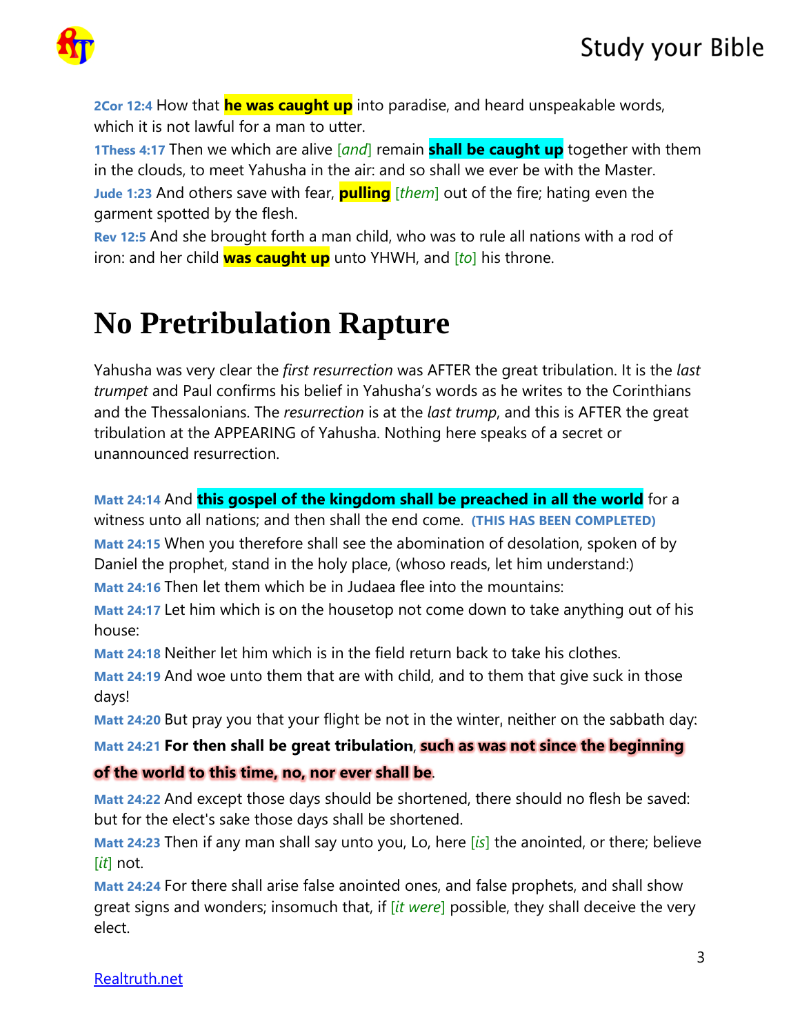**2Cor 12:4** How that **he was caught up** into paradise, and heard unspeakable words, which it is not lawful for a man to utter.

**1Thess 4:17** Then we which are alive [*and*] remain **shall be caught up** together with them in the clouds, to meet Yahusha in the air: and so shall we ever be with the Master.

**Jude 1:23** And others save with fear, **pulling** [*them*] out of the fire; hating even the garment spotted by the flesh.

**Rev 12:5** And she brought forth a man child, who was to rule all nations with a rod of iron: and her child **was caught up** unto YHWH, and [*to*] his throne.

# No Pretribulation Rapture

Yahusha was very clear the *first resurrection* was AFTER the great tribulation. It is the *last trumpet* and Paul confirms his belief in Yahusha's words as he writes to the Corinthians and the Thessalonians. The *resurrection* is at the *last trump*, and this is AFTER the great tribulation at the APPEARING of Yahusha. Nothing here speaks of a secret or unannounced resurrection.

**Matt 24:14** And **this gospel of the kingdom shall be preached in all the world** for a witness unto all nations; and then shall the end come. **(THIS HAS BEEN COMPLETED)**

**Matt 24:15** When you therefore shall see the abomination of desolation, spoken of by Daniel the prophet, stand in the holy place, (whoso reads, let him understand:)

**Matt 24:16** Then let them which be in Judaea flee into the mountains:

**Matt 24:17** Let him which is on the housetop not come down to take anything out of his house:

**Matt 24:18** Neither let him which is in the field return back to take his clothes.

**Matt 24:19** And woe unto them that are with child, and to them that give suck in those days!

**Matt 24:20** But pray you that your flight be not in the winter, neither on the sabbath day:

**Matt 24:21** **For then shall be great tribulation**, **such as was not since the beginning of the world to this time, no, nor ever shall be**.

**Matt 24:22** And except those days should be shortened, there should no flesh be saved: but for the elect's sake those days shall be shortened.

**Matt 24:23** Then if any man shall say unto you, Lo, here [*is*] the anointed, or there; believe [*it*] not.

**Matt 24:24** For there shall arise false anointed ones, and false prophets, and shall show great signs and wonders; insomuch that, if [*it were*] possible, they shall deceive the very elect.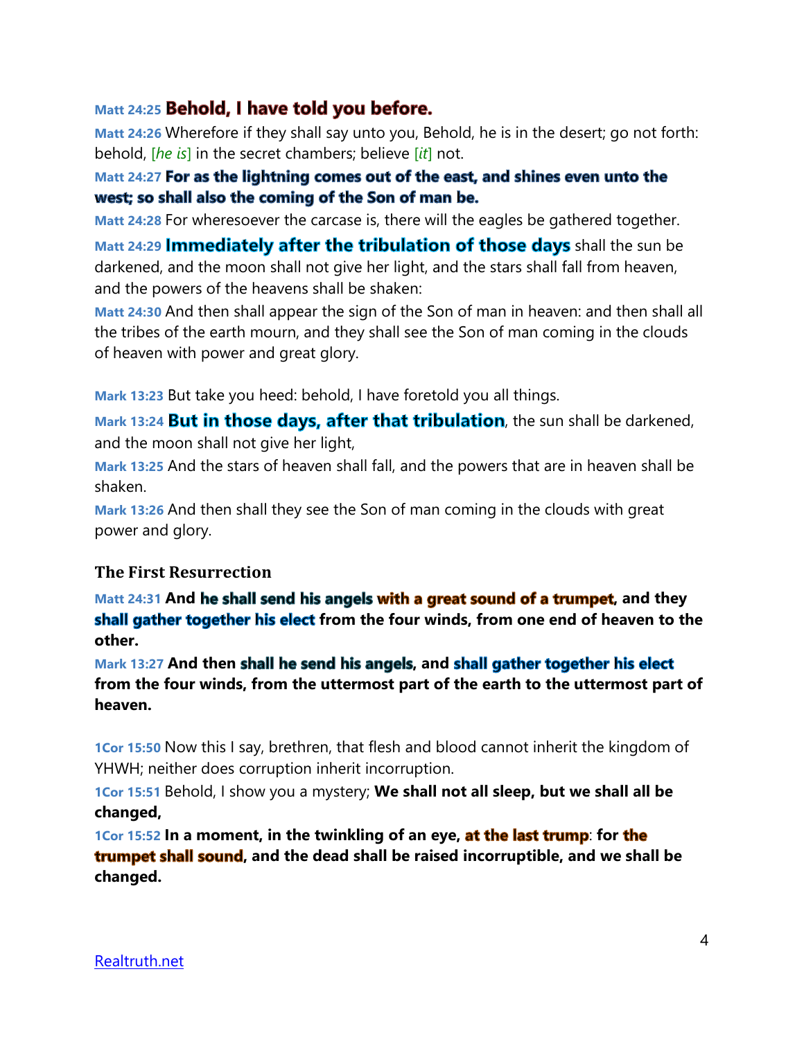Matt 24:25 **Behold, I have told you before.**

Matt 24:26 Wherefore if they shall say unto you, Behold, he is in the desert; go not forth: behold, [*he is*] in the secret chambers; believe [*it*] not.

Matt 24:27 **For as the lightning comes out of the east, and shines even unto the west; so shall also the coming of the Son of man be.**

Matt 24:28 For wheresoever the carcase is, there will the eagles be gathered together.

Matt 24:29 **Immediately after the tribulation of those days** shall the sun be darkened, and the moon shall not give her light, and the stars shall fall from heaven, and the powers of the heavens shall be shaken:

Matt 24:30 And then shall appear the sign of the Son of man in heaven: and then shall all the tribes of the earth mourn, and they shall see the Son of man coming in the clouds of heaven with power and great glory.

Mark 13:23 But take you heed: behold, I have foretold you all things.

Mark 13:24 **But in those days, after that tribulation**, the sun shall be darkened, and the moon shall not give her light,

Mark 13:25 And the stars of heaven shall fall, and the powers that are in heaven shall be shaken.

Mark 13:26 And then shall they see the Son of man coming in the clouds with great power and glory.

### The First Resurrection

Matt 24:31 **And he shall send his angels with a great sound of a trumpet, and they shall gather together his elect from the four winds, from one end of heaven to the other.**

Mark 13:27 **And then shall he send his angels, and shall gather together his elect from the four winds, from the uttermost part of the earth to the uttermost part of heaven.**

1Cor 15:50 Now this I say, brethren, that flesh and blood cannot inherit the kingdom of YHWH; neither does corruption inherit incorruption.

1Cor 15:51 Behold, I show you a mystery; **We shall not all sleep, but we shall all be changed,**

1Cor 15:52 **In a moment, in the twinkling of an eye, at the last trump: for the trumpet shall sound, and the dead shall be raised incorruptible, and we shall be changed.**

[Realtruth.net](Realtruth.net)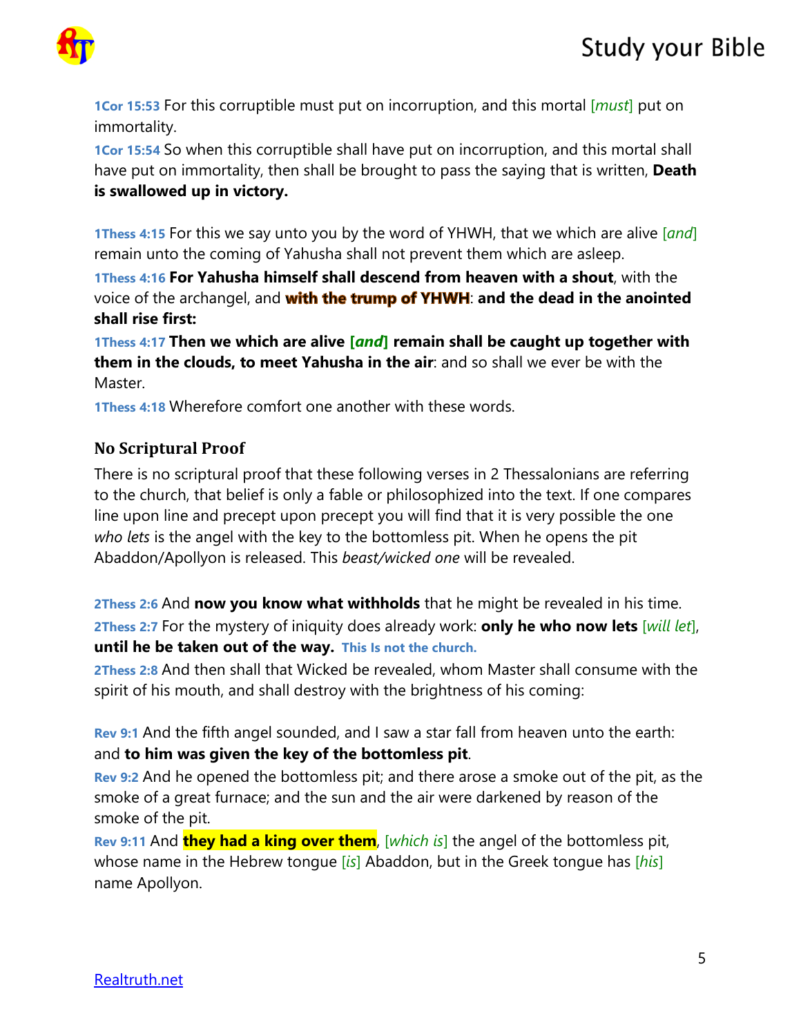**1Cor 15:53** For this corruptible must put on incorruption, and this mortal [*must*] put on immortality.

**1Cor 15:54** So when this corruptible shall have put on incorruption, and this mortal shall have put on immortality, then shall be brought to pass the saying that is written, **Death is swallowed up in victory.**

**1Thess 4:15** For this we say unto you by the word of YHWH, that we which are alive [*and*] remain unto the coming of Yahusha shall not prevent them which are asleep.

**1Thess 4:16** **For Yahusha himself shall descend from heaven with a shout**, with the voice of the archangel, and **with the trump of YHWH**: **and the dead in the anointed shall rise first:**

**1Thess 4:17** **Then we which are alive [*and*] remain shall be caught up together with them in the clouds, to meet Yahusha in the air**: and so shall we ever be with the Master.

**1Thess 4:18** Wherefore comfort one another with these words.

### No Scriptural Proof

There is no scriptural proof that these following verses in 2 Thessalonians are referring to the church, that belief is only a fable or philosophized into the text. If one compares line upon line and precept upon precept you will find that it is very possible the one *who lets* is the angel with the key to the bottomless pit. When he opens the pit Abaddon/Apollyon is released. This *beast/wicked one* will be revealed.

**2Thess 2:6** And **now you know what withholds** that he might be revealed in his time.

**2Thess 2:7** For the mystery of iniquity does already work: **only he who now lets** [*will let*], **until he be taken out of the way.** **This Is not the church.**

**2Thess 2:8** And then shall that Wicked be revealed, whom Master shall consume with the spirit of his mouth, and shall destroy with the brightness of his coming:

**Rev 9:1** And the fifth angel sounded, and I saw a star fall from heaven unto the earth: and **to him was given the key of the bottomless pit**.

**Rev 9:2** And he opened the bottomless pit; and there arose a smoke out of the pit, as the smoke of a great furnace; and the sun and the air were darkened by reason of the smoke of the pit.

**Rev 9:11** And **they had a king over them**, [*which is*] the angel of the bottomless pit, whose name in the Hebrew tongue [*is*] Abaddon, but in the Greek tongue has [*his*] name Apollyon.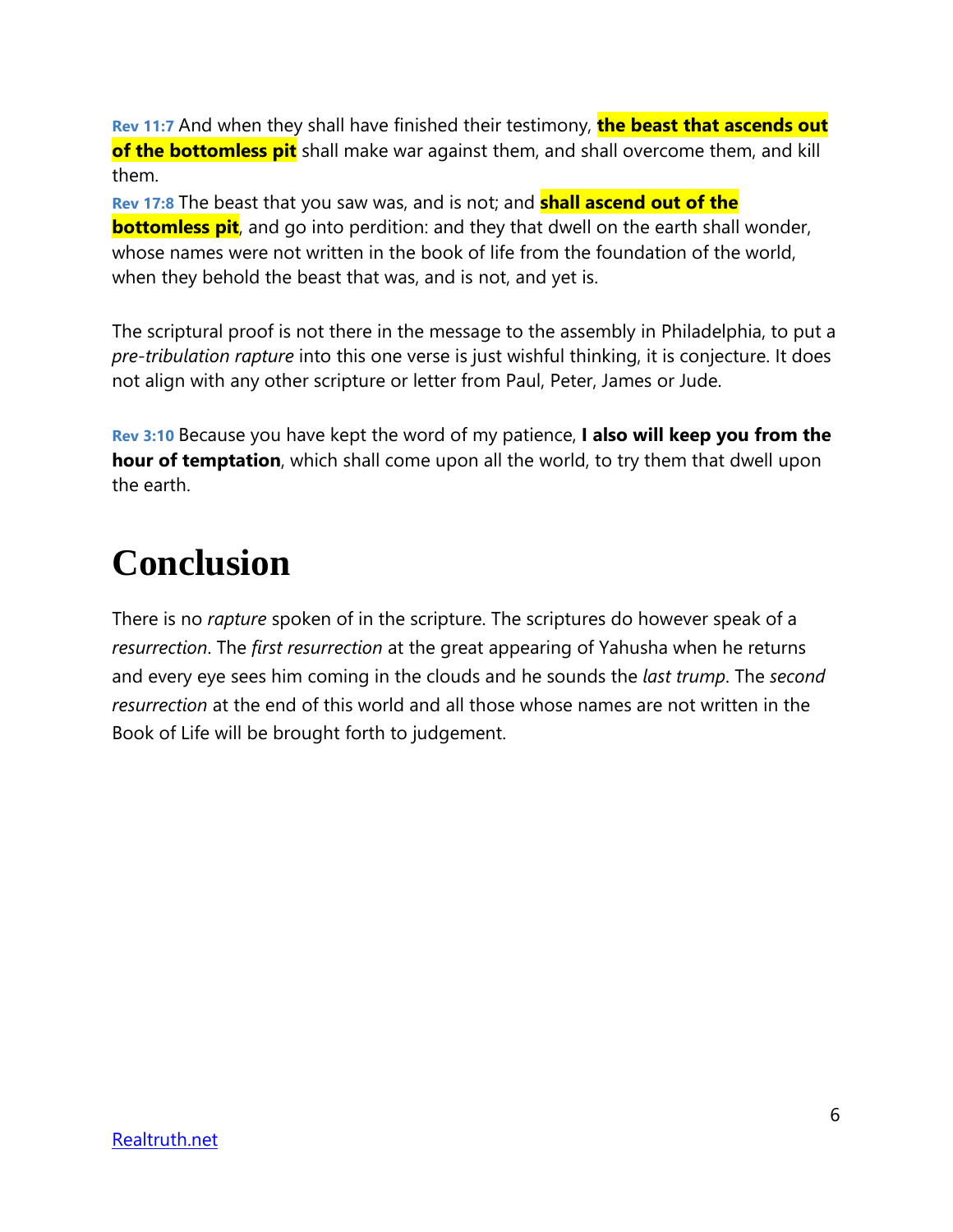**Rev 11:7** And when they shall have finished their testimony, **the beast that ascends out of the bottomless pit** shall make war against them, and shall overcome them, and kill them.

**Rev 17:8** The beast that you saw was, and is not; and **shall ascend out of the bottomless pit**, and go into perdition: and they that dwell on the earth shall wonder, whose names were not written in the book of life from the foundation of the world, when they behold the beast that was, and is not, and yet is.

The scriptural proof is not there in the message to the assembly in Philadelphia, to put a *pre-tribulation rapture* into this one verse is just wishful thinking, it is conjecture. It does not align with any other scripture or letter from Paul, Peter, James or Jude.

**Rev 3:10** Because you have kept the word of my patience, **I also will keep you from the hour of temptation**, which shall come upon all the world, to try them that dwell upon the earth.

# Conclusion

There is no *rapture* spoken of in the scripture. The scriptures do however speak of a *resurrection*. The *first resurrection* at the great appearing of Yahusha when he returns and every eye sees him coming in the clouds and he sounds the *last trump*. The *second resurrection* at the end of this world and all those whose names are not written in the Book of Life will be brought forth to judgement.

Realtruth.net